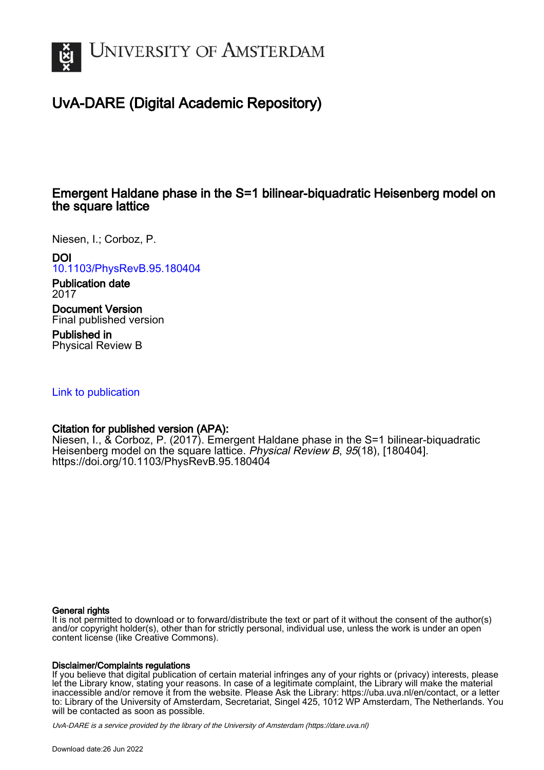# UvA-DARE (Digital Academic Repository)

## Emergent Haldane phase in the S=1 bilinear-biquadratic Heisenberg model on the square lattice

Niesen, I.; Corboz, P.

**DOI**
10.1103/PhysRevB.95.180404

**Publication date**
2017

**Document Version**
Final published version

**Published in**
Physical Review B

Link to publication

**Citation for published version (APA):**
Niesen, I., & Corboz, P. (2017). Emergent Haldane phase in the S=1 bilinear-biquadratic Heisenberg model on the square lattice. *Physical Review B*, *95*(18), [180404]. https://doi.org/10.1103/PhysRevB.95.180404

**General rights**
It is not permitted to download or to forward/distribute the text or part of it without the consent of the author(s) and/or copyright holder(s), other than for strictly personal, individual use, unless the work is under an open content license (like Creative Commons).

**Disclaimer/Complaints regulations**
If you believe that digital publication of certain material infringes any of your rights or (privacy) interests, please let the Library know, stating your reasons. In case of a legitimate complaint, the Library will make the material inaccessible and/or remove it from the website. Please Ask the Library: https://uba.uva.nl/en/contact, or a letter to: Library of the University of Amsterdam, Secretariat, Singel 425, 1012 WP Amsterdam, The Netherlands. You will be contacted as soon as possible.

*UvA-DARE is a service provided by the library of the University of Amsterdam (https://dare.uva.nl)*

Download date:26 Jun 2022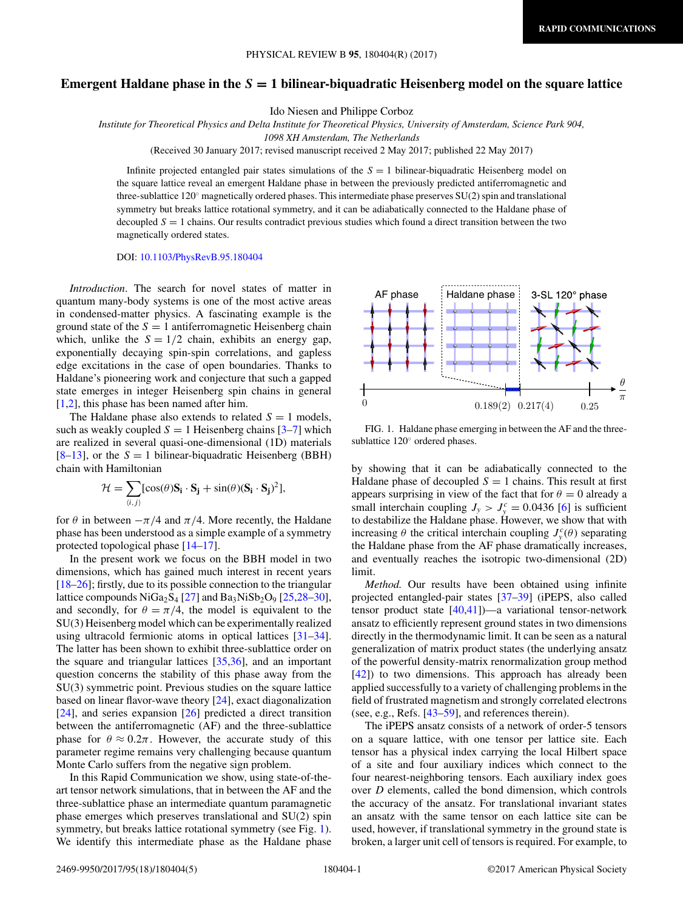# Emergent Haldane phase in the $S = 1$ bilinear-biquadratic Heisenberg model on the square lattice

Ido Niesen and Philippe Corboz

*Institute for Theoretical Physics and Delta Institute for Theoretical Physics, University of Amsterdam, Science Park 904, 1098 XH Amsterdam, The Netherlands*

(Received 30 January 2017; revised manuscript received 2 May 2017; published 22 May 2017)

Infinite projected entangled pair states simulations of the $S = 1$ bilinear-biquadratic Heisenberg model on the square lattice reveal an emergent Haldane phase in between the previously predicted antiferromagnetic and three-sublattice 120° magnetically ordered phases. This intermediate phase preserves SU(2) spin and translational symmetry but breaks lattice rotational symmetry, and it can be adiabatically connected to the Haldane phase of decoupled $S = 1$ chains. Our results contradict previous studies which found a direct transition between the two magnetically ordered states.

DOI: 10.1103/PhysRevB.95.180404

*Introduction.* The search for novel states of matter in quantum many-body systems is one of the most active areas in condensed-matter physics. A fascinating example is the ground state of the $S = 1$ antiferromagnetic Heisenberg chain which, unlike the $S = 1/2$ chain, exhibits an energy gap, exponentially decaying spin-spin correlations, and gapless edge excitations in the case of open boundaries. Thanks to Haldane's pioneering work and conjecture that such a gapped state emerges in integer Heisenberg spin chains in general [1,2], this phase has been named after him.

The Haldane phase also extends to related $S = 1$ models, such as weakly coupled $S = 1$ Heisenberg chains [3–7] which are realized in several quasi-one-dimensional (1D) materials [8–13], or the $S = 1$ bilinear-biquadratic Heisenberg (BBH) chain with Hamiltonian

$$\mathcal{H} = \sum_{\langle i,j \rangle} [\cos(\theta)\mathbf{S_i} \cdot \mathbf{S_j} + \sin(\theta)(\mathbf{S_i} \cdot \mathbf{S_j})^2],$$

for $\theta$ in between $-\pi/4$ and $\pi/4$. More recently, the Haldane phase has been understood as a simple example of a symmetry protected topological phase [14–17].

In the present work we focus on the BBH model in two dimensions, which has gained much interest in recent years [18–26]; firstly, due to its possible connection to the triangular lattice compounds $NiGa_2S_4$ [27] and $Ba_3NiSb_2O_9$ [25,28–30], and secondly, for $\theta = \pi/4$, the model is equivalent to the SU(3) Heisenberg model which can be experimentally realized using ultracold fermionic atoms in optical lattices [31–34]. The latter has been shown to exhibit three-sublattice order on the square and triangular lattices [35,36], and an important question concerns the stability of this phase away from the SU(3) symmetric point. Previous studies on the square lattice based on linear flavor-wave theory [24], exact diagonalization [24], and series expansion [26] predicted a direct transition between the antiferromagnetic (AF) and the three-sublattice phase for $\theta \approx 0.2\pi$. However, the accurate study of this parameter regime remains very challenging because quantum Monte Carlo suffers from the negative sign problem.

In this Rapid Communication we show, using state-of-the-art tensor network simulations, that in between the AF and the three-sublattice phase an intermediate quantum paramagnetic phase emerges which preserves translational and SU(2) spin symmetry, but breaks lattice rotational symmetry (see Fig. 1). We identify this intermediate phase as the Haldane phase by showing that it can be adiabatically connected to the Haldane phase of decoupled $S = 1$ chains. This result at first appears surprising in view of the fact that for $\theta = 0$ already a small interchain coupling $J_y > J_y^c = 0.0436$ [6] is sufficient to destabilize the Haldane phase. However, we show that with increasing $\theta$ the critical interchain coupling $J_y^c(\theta)$ separating the Haldane phase from the AF phase dramatically increases, and eventually reaches the isotropic two-dimensional (2D) limit.

FIG. 1. Haldane phase emerging in between the AF and the three-sublattice 120° ordered phases.

*Method.* Our results have been obtained using infinite projected entangled-pair states [37–39] (iPEPS, also called tensor product state [40,41])—a variational tensor-network ansatz to efficiently represent ground states in two dimensions directly in the thermodynamic limit. It can be seen as a natural generalization of matrix product states (the underlying ansatz of the powerful density-matrix renormalization group method [42]) to two dimensions. This approach has already been applied successfully to a variety of challenging problems in the field of frustrated magnetism and strongly correlated electrons (see, e.g., Refs. [43–59], and references therein).

The iPEPS ansatz consists of a network of order-5 tensors on a square lattice, with one tensor per lattice site. Each tensor has a physical index carrying the local Hilbert space of a site and four auxiliary indices which connect to the four nearest-neighboring tensors. Each auxiliary index goes over $D$ elements, called the bond dimension, which controls the accuracy of the ansatz. For translational invariant states an ansatz with the same tensor on each lattice site can be used, however, if translational symmetry in the ground state is broken, a larger unit cell of tensors is required. For example, to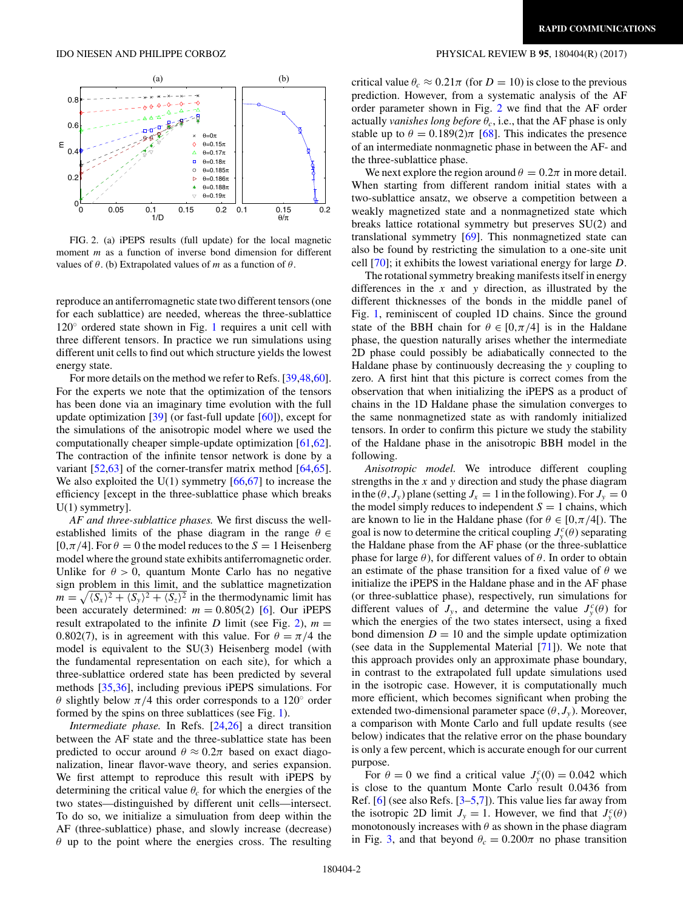FIG. 2. (a) iPEPS results (full update) for the local magnetic moment $m$ as a function of inverse bond dimension for different values of $\theta$. (b) Extrapolated values of $m$ as a function of $\theta$.

reproduce an antiferromagnetic state two different tensors (one for each sublattice) are needed, whereas the three-sublattice 120° ordered state shown in Fig. 1 requires a unit cell with three different tensors. In practice we run simulations using different unit cells to find out which structure yields the lowest energy state.

For more details on the method we refer to Refs. [39,48,60]. For the experts we note that the optimization of the tensors has been done via an imaginary time evolution with the full update optimization [39] (or fast-full update [60]), except for the simulations of the anisotropic model where we used the computationally cheaper simple-update optimization [61,62]. The contraction of the infinite tensor network is done by a variant [52,63] of the corner-transfer matrix method [64,65]. We also exploited the U(1) symmetry [66,67] to increase the efficiency [except in the three-sublattice phase which breaks U(1) symmetry].

*AF and three-sublattice phases.* We first discuss the well-established limits of the phase diagram in the range $\theta \in [0,\pi/4]$. For $\theta = 0$ the model reduces to the $S = 1$ Heisenberg model where the ground state exhibits antiferromagnetic order. Unlike for $\theta > 0$, quantum Monte Carlo has no negative sign problem in this limit, and the sublattice magnetization $m = \sqrt{\langle S_x\rangle^2 + \langle S_y\rangle^2 + \langle S_z\rangle^2}$ in the thermodynamic limit has been accurately determined: $m = 0.805(2)$ [6]. Our iPEPS result extrapolated to the infinite $D$ limit (see Fig. 2), $m = 0.802(7)$, is in agreement with this value. For $\theta = \pi/4$ the model is equivalent to the SU(3) Heisenberg model (with the fundamental representation on each site), for which a three-sublattice ordered state has been predicted by several methods [35,36], including previous iPEPS simulations. For $\theta$ slightly below $\pi/4$ this order corresponds to a 120° order formed by the spins on three sublattices (see Fig. 1).

*Intermediate phase.* In Refs. [24,26] a direct transition between the AF state and the three-sublattice state has been predicted to occur around $\theta \approx 0.2\pi$ based on exact diagonalization, linear flavor-wave theory, and series expansion. We first attempt to reproduce this result with iPEPS by determining the critical value $\theta_c$ for which the energies of the two states—distinguished by different unit cells—intersect. To do so, we initialize a simulation from deep within the AF (three-sublattice) phase, and slowly increase (decrease) $\theta$ up to the point where the energies cross. The resulting critical value $\theta_c \approx 0.21\pi$ (for $D = 10$) is close to the previous prediction. However, from a systematic analysis of the AF order parameter shown in Fig. 2 we find that the AF order actually *vanishes long before* $\theta_c$, i.e., that the AF phase is only stable up to $\theta = 0.189(2)\pi$ [68]. This indicates the presence of an intermediate nonmagnetic phase in between the AF- and the three-sublattice phase.

We next explore the region around $\theta = 0.2\pi$ in more detail. When starting from different random initial states with a two-sublattice ansatz, we observe a competition between a weakly magnetized state and a nonmagnetized state which breaks lattice rotational symmetry but preserves SU(2) and translational symmetry [69]. This nonmagnetized state can also be found by restricting the simulation to a one-site unit cell [70]; it exhibits the lowest variational energy for large $D$.

The rotational symmetry breaking manifests itself in energy differences in the $x$ and $y$ direction, as illustrated by the different thicknesses of the bonds in the middle panel of Fig. 1, reminiscent of coupled 1D chains. Since the ground state of the BBH chain for $\theta \in [0,\pi/4]$ is in the Haldane phase, the question naturally arises whether the intermediate 2D phase could possibly be adiabatically connected to the Haldane phase by continuously decreasing the $y$ coupling to zero. A first hint that this picture is correct comes from the observation that when initializing the iPEPS as a product of chains in the 1D Haldane phase the simulation converges to the same nonmagnetized state as with randomly initialized tensors. In order to confirm this picture we study the stability of the Haldane phase in the anisotropic BBH model in the following.

*Anisotropic model.* We introduce different coupling strengths in the $x$ and $y$ direction and study the phase diagram in the $(\theta, J_y)$ plane (setting $J_x = 1$ in the following). For $J_y = 0$ the model simply reduces to independent $S = 1$ chains, which are known to lie in the Haldane phase (for $\theta \in [0,\pi/4[$). The goal is now to determine the critical coupling $J_y^c(\theta)$ separating the Haldane phase from the AF phase (or the three-sublattice phase for large $\theta$), for different values of $\theta$. In order to obtain an estimate of the phase transition for a fixed value of $\theta$ we initialize the iPEPS in the Haldane phase and in the AF phase (or three-sublattice phase), respectively, run simulations for different values of $J_y$, and determine the value $J_y^c(\theta)$ for which the energies of the two states intersect, using a fixed bond dimension $D = 10$ and the simple update optimization (see data in the Supplemental Material [71]). We note that this approach provides only an approximate phase boundary, in contrast to the extrapolated full update simulations used in the isotropic case. However, it is computationally much more efficient, which becomes significant when probing the extended two-dimensional parameter space $(\theta, J_y)$. Moreover, a comparison with Monte Carlo and full update results (see below) indicates that the relative error on the phase boundary is only a few percent, which is accurate enough for our current purpose.

For $\theta = 0$ we find a critical value $J_y^c(0) = 0.042$ which is close to the quantum Monte Carlo result 0.0436 from Ref. [6] (see also Refs. [3–5,7]). This value lies far away from the isotropic 2D limit $J_y = 1$. However, we find that $J_y^c(\theta)$ monotonously increases with $\theta$ as shown in the phase diagram in Fig. 3, and that beyond $\theta_c = 0.200\pi$ no phase transition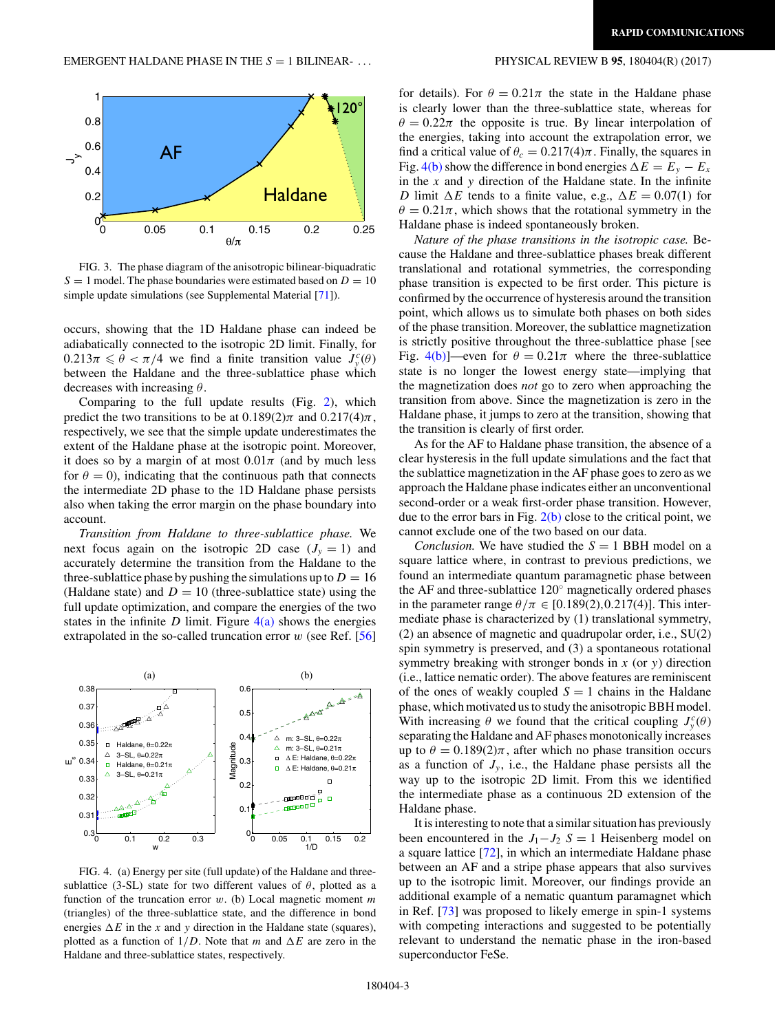FIG. 3. The phase diagram of the anisotropic bilinear-biquadratic $S = 1$ model. The phase boundaries were estimated based on $D = 10$ simple update simulations (see Supplemental Material [71]).

occurs, showing that the 1D Haldane phase can indeed be adiabatically connected to the isotropic 2D limit. Finally, for $0.213\pi \leqslant \theta < \pi/4$ we find a finite transition value $J_y^c(\theta)$ between the Haldane and the three-sublattice phase which decreases with increasing $\theta$.

Comparing to the full update results (Fig. 2), which predict the two transitions to be at $0.189(2)\pi$ and $0.217(4)\pi$, respectively, we see that the simple update underestimates the extent of the Haldane phase at the isotropic point. Moreover, it does so by a margin of at most $0.01\pi$ (and by much less for $\theta = 0$), indicating that the continuous path that connects the intermediate 2D phase to the 1D Haldane phase persists also when taking the error margin on the phase boundary into account.

*Transition from Haldane to three-sublattice phase.* We next focus again on the isotropic 2D case ($J_y = 1$) and accurately determine the transition from the Haldane to the three-sublattice phase by pushing the simulations up to $D = 16$ (Haldane state) and $D = 10$ (three-sublattice state) using the full update optimization, and compare the energies of the two states in the infinite $D$ limit. Figure 4(a) shows the energies extrapolated in the so-called truncation error $w$ (see Ref. [56] for details). For $\theta = 0.21\pi$ the state in the Haldane phase is clearly lower than the three-sublattice state, whereas for $\theta = 0.22\pi$ the opposite is true. By linear interpolation of the energies, taking into account the extrapolation error, we find a critical value of $\theta_c = 0.217(4)\pi$. Finally, the squares in Fig. 4(b) show the difference in bond energies $\Delta E = E_y - E_x$ in the $x$ and $y$ direction of the Haldane state. In the infinite $D$ limit $\Delta E$ tends to a finite value, e.g., $\Delta E = 0.07(1)$ for $\theta = 0.21\pi$, which shows that the rotational symmetry in the Haldane phase is indeed spontaneously broken.

FIG. 4. (a) Energy per site (full update) of the Haldane and three-sublattice (3-SL) state for two different values of $\theta$, plotted as a function of the truncation error $w$. (b) Local magnetic moment $m$ (triangles) of the three-sublattice state, and the difference in bond energies $\Delta E$ in the $x$ and $y$ direction in the Haldane state (squares), plotted as a function of $1/D$. Note that $m$ and $\Delta E$ are zero in the Haldane and three-sublattice states, respectively.

*Nature of the phase transitions in the isotropic case.* Because the Haldane and three-sublattice phases break different translational and rotational symmetries, the corresponding phase transition is expected to be first order. This picture is confirmed by the occurrence of hysteresis around the transition point, which allows us to simulate both phases on both sides of the phase transition. Moreover, the sublattice magnetization is strictly positive throughout the three-sublattice phase [see Fig. 4(b)]—even for $\theta = 0.21\pi$ where the three-sublattice state is no longer the lowest energy state—implying that the magnetization does *not* go to zero when approaching the transition from above. Since the magnetization is zero in the Haldane phase, it jumps to zero at the transition, showing that the transition is clearly of first order.

As for the AF to Haldane phase transition, the absence of a clear hysteresis in the full update simulations and the fact that the sublattice magnetization in the AF phase goes to zero as we approach the Haldane phase indicates either an unconventional second-order or a weak first-order phase transition. However, due to the error bars in Fig. 2(b) close to the critical point, we cannot exclude one of the two based on our data.

*Conclusion.* We have studied the $S = 1$ BBH model on a square lattice where, in contrast to previous predictions, we found an intermediate quantum paramagnetic phase between the AF and three-sublattice 120° magnetically ordered phases in the parameter range $\theta/\pi \in [0.189(2), 0.217(4)]$. This intermediate phase is characterized by (1) translational symmetry, (2) an absence of magnetic and quadrupolar order, i.e., SU(2) spin symmetry is preserved, and (3) a spontaneous rotational symmetry breaking with stronger bonds in $x$ (or $y$) direction (i.e., lattice nematic order). The above features are reminiscent of the ones of weakly coupled $S = 1$ chains in the Haldane phase, which motivated us to study the anisotropic BBH model. With increasing $\theta$ we found that the critical coupling $J_y^c(\theta)$ separating the Haldane and AF phases monotonically increases up to $\theta = 0.189(2)\pi$, after which no phase transition occurs as a function of $J_y$, i.e., the Haldane phase persists all the way up to the isotropic 2D limit. From this we identified the intermediate phase as a continuous 2D extension of the Haldane phase.

It is interesting to note that a similar situation has previously been encountered in the $J_1$–$J_2$ $S = 1$ Heisenberg model on a square lattice [72], in which an intermediate Haldane phase between an AF and a stripe phase appears that also survives up to the isotropic limit. Moreover, our findings provide an additional example of a nematic quantum paramagnet which in Ref. [73] was proposed to likely emerge in spin-1 systems with competing interactions and suggested to be potentially relevant to understand the nematic phase in the iron-based superconductor FeSe.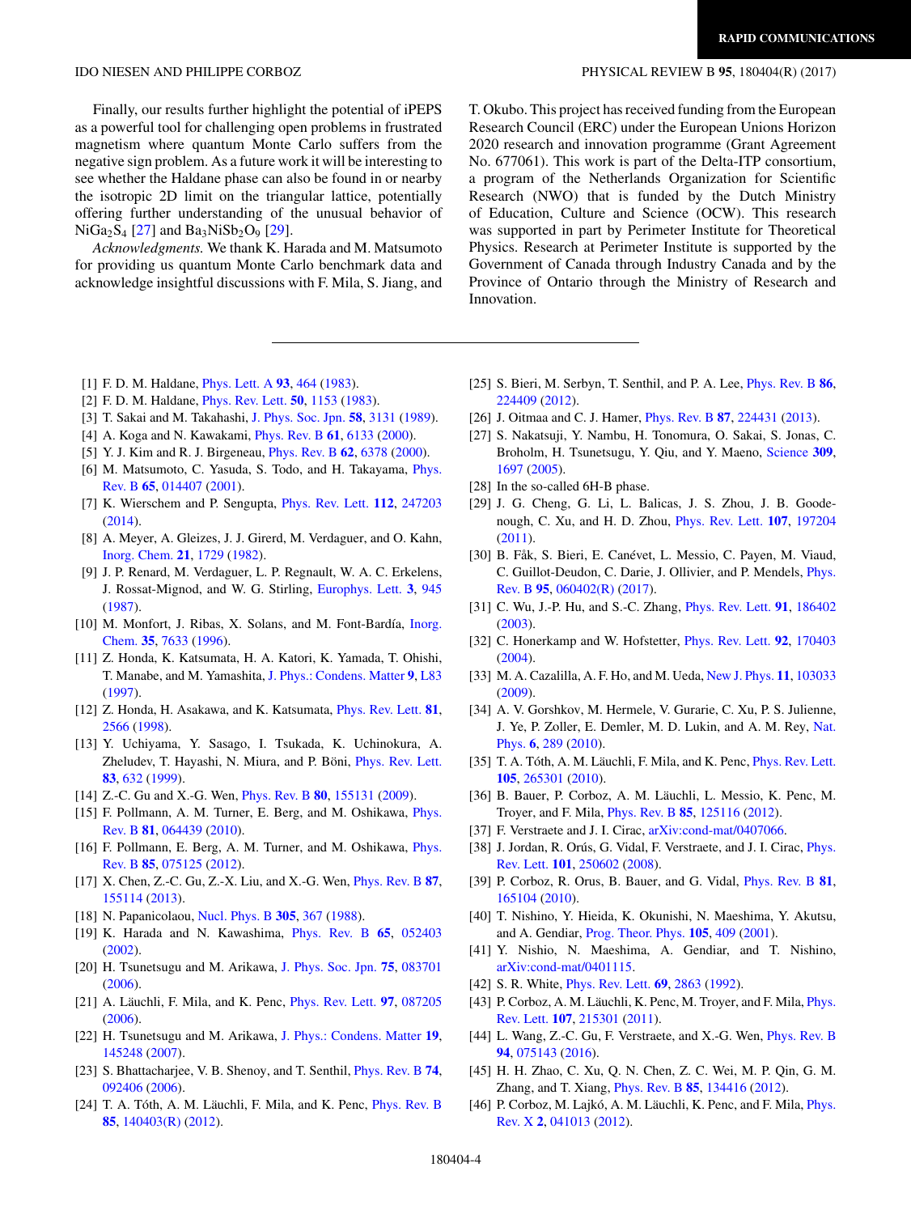Finally, our results further highlight the potential of iPEPS as a powerful tool for challenging open problems in frustrated magnetism where quantum Monte Carlo suffers from the negative sign problem. As a future work it will be interesting to see whether the Haldane phase can also be found in or nearby the isotropic 2D limit on the triangular lattice, potentially offering further understanding of the unusual behavior of $NiGa_2S_4$ [27] and $Ba_3NiSb_2O_9$ [29].

*Acknowledgments.* We thank K. Harada and M. Matsumoto for providing us quantum Monte Carlo benchmark data and acknowledge insightful discussions with F. Mila, S. Jiang, and T. Okubo. This project has received funding from the European Research Council (ERC) under the European Unions Horizon 2020 research and innovation programme (Grant Agreement No. 677061). This work is part of the Delta-ITP consortium, a program of the Netherlands Organization for Scientific Research (NWO) that is funded by the Dutch Ministry of Education, Culture and Science (OCW). This research was supported in part by Perimeter Institute for Theoretical Physics. Research at Perimeter Institute is supported by the Government of Canada through Industry Canada and by the Province of Ontario through the Ministry of Research and Innovation.

---

[1] F. D. M. Haldane, Phys. Lett. A **93**, 464 (1983).
[2] F. D. M. Haldane, Phys. Rev. Lett. **50**, 1153 (1983).
[3] T. Sakai and M. Takahashi, J. Phys. Soc. Jpn. **58**, 3131 (1989).
[4] A. Koga and N. Kawakami, Phys. Rev. B **61**, 6133 (2000).
[5] Y. J. Kim and R. J. Birgeneau, Phys. Rev. B **62**, 6378 (2000).
[6] M. Matsumoto, C. Yasuda, S. Todo, and H. Takayama, Phys. Rev. B **65**, 014407 (2001).
[7] K. Wierschem and P. Sengupta, Phys. Rev. Lett. **112**, 247203 (2014).
[8] A. Meyer, A. Gleizes, J. J. Girerd, M. Verdaguer, and O. Kahn, Inorg. Chem. **21**, 1729 (1982).
[9] J. P. Renard, M. Verdaguer, L. P. Regnault, W. A. C. Erkelens, J. Rossat-Mignod, and W. G. Stirling, Europhys. Lett. **3**, 945 (1987).
[10] M. Monfort, J. Ribas, X. Solans, and M. Font-Bardía, Inorg. Chem. **35**, 7633 (1996).
[11] Z. Honda, K. Katsumata, H. A. Katori, K. Yamada, T. Ohishi, T. Manabe, and M. Yamashita, J. Phys.: Condens. Matter **9**, L83 (1997).
[12] Z. Honda, H. Asakawa, and K. Katsumata, Phys. Rev. Lett. **81**, 2566 (1998).
[13] Y. Uchiyama, Y. Sasago, I. Tsukada, K. Uchinokura, A. Zheludev, T. Hayashi, N. Miura, and P. Böni, Phys. Rev. Lett. **83**, 632 (1999).
[14] Z.-C. Gu and X.-G. Wen, Phys. Rev. B **80**, 155131 (2009).
[15] F. Pollmann, A. M. Turner, E. Berg, and M. Oshikawa, Phys. Rev. B **81**, 064439 (2010).
[16] F. Pollmann, E. Berg, A. M. Turner, and M. Oshikawa, Phys. Rev. B **85**, 075125 (2012).
[17] X. Chen, Z.-C. Gu, Z.-X. Liu, and X.-G. Wen, Phys. Rev. B **87**, 155114 (2013).
[18] N. Papanicolaou, Nucl. Phys. B **305**, 367 (1988).
[19] K. Harada and N. Kawashima, Phys. Rev. B **65**, 052403 (2002).
[20] H. Tsunetsugu and M. Arikawa, J. Phys. Soc. Jpn. **75**, 083701 (2006).
[21] A. Läuchli, F. Mila, and K. Penc, Phys. Rev. Lett. **97**, 087205 (2006).
[22] H. Tsunetsugu and M. Arikawa, J. Phys.: Condens. Matter **19**, 145248 (2007).
[23] S. Bhattacharjee, V. B. Shenoy, and T. Senthil, Phys. Rev. B **74**, 092406 (2006).
[24] T. A. Tóth, A. M. Läuchli, F. Mila, and K. Penc, Phys. Rev. B **85**, 140403(R) (2012).
[25] S. Bieri, M. Serbyn, T. Senthil, and P. A. Lee, Phys. Rev. B **86**, 224409 (2012).
[26] J. Oitmaa and C. J. Hamer, Phys. Rev. B **87**, 224431 (2013).
[27] S. Nakatsuji, Y. Nambu, H. Tonomura, O. Sakai, S. Jonas, C. Broholm, H. Tsunetsugu, Y. Qiu, and Y. Maeno, Science **309**, 1697 (2005).
[28] In the so-called 6H-B phase.
[29] J. G. Cheng, G. Li, L. Balicas, J. S. Zhou, J. B. Goodenough, C. Xu, and H. D. Zhou, Phys. Rev. Lett. **107**, 197204 (2011).
[30] B. Fåk, S. Bieri, E. Canévet, L. Messio, C. Payen, M. Viaud, C. Guillot-Deudon, C. Darie, J. Ollivier, and P. Mendels, Phys. Rev. B **95**, 060402(R) (2017).
[31] C. Wu, J.-P. Hu, and S.-C. Zhang, Phys. Rev. Lett. **91**, 186402 (2003).
[32] C. Honerkamp and W. Hofstetter, Phys. Rev. Lett. **92**, 170403 (2004).
[33] M. A. Cazalilla, A. F. Ho, and M. Ueda, New J. Phys. **11**, 103033 (2009).
[34] A. V. Gorshkov, M. Hermele, V. Gurarie, C. Xu, P. S. Julienne, J. Ye, P. Zoller, E. Demler, M. D. Lukin, and A. M. Rey, Nat. Phys. **6**, 289 (2010).
[35] T. A. Tóth, A. M. Läuchli, F. Mila, and K. Penc, Phys. Rev. Lett. **105**, 265301 (2010).
[36] B. Bauer, P. Corboz, A. M. Läuchli, L. Messio, K. Penc, M. Troyer, and F. Mila, Phys. Rev. B **85**, 125116 (2012).
[37] F. Verstraete and J. I. Cirac, arXiv:cond-mat/0407066.
[38] J. Jordan, R. Orús, G. Vidal, F. Verstraete, and J. I. Cirac, Phys. Rev. Lett. **101**, 250602 (2008).
[39] P. Corboz, R. Orus, B. Bauer, and G. Vidal, Phys. Rev. B **81**, 165104 (2010).
[40] T. Nishino, Y. Hieida, K. Okunishi, N. Maeshima, Y. Akutsu, and A. Gendiar, Prog. Theor. Phys. **105**, 409 (2001).
[41] Y. Nishio, N. Maeshima, A. Gendiar, and T. Nishino, arXiv:cond-mat/0401115.
[42] S. R. White, Phys. Rev. Lett. **69**, 2863 (1992).
[43] P. Corboz, A. M. Läuchli, K. Penc, M. Troyer, and F. Mila, Phys. Rev. Lett. **107**, 215301 (2011).
[44] L. Wang, Z.-C. Gu, F. Verstraete, and X.-G. Wen, Phys. Rev. B **94**, 075143 (2016).
[45] H. H. Zhao, C. Xu, Q. N. Chen, Z. C. Wei, M. P. Qin, G. M. Zhang, and T. Xiang, Phys. Rev. B **85**, 134416 (2012).
[46] P. Corboz, M. Lajkó, A. M. Läuchli, K. Penc, and F. Mila, Phys. Rev. X **2**, 041013 (2012).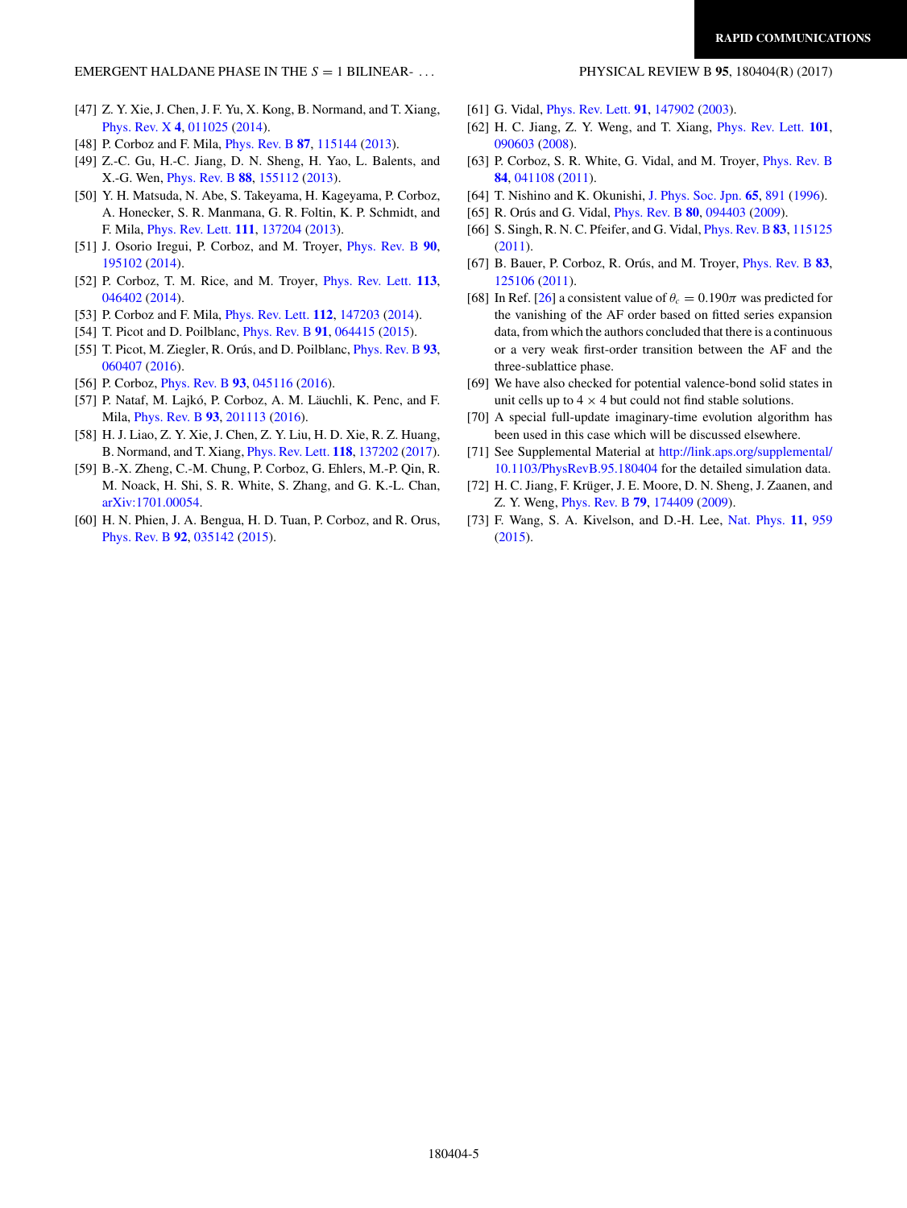[47] Z. Y. Xie, J. Chen, J. F. Yu, X. Kong, B. Normand, and T. Xiang, Phys. Rev. X **4**, 011025 (2014).

[48] P. Corboz and F. Mila, Phys. Rev. B **87**, 115144 (2013).

[49] Z.-C. Gu, H.-C. Jiang, D. N. Sheng, H. Yao, L. Balents, and X.-G. Wen, Phys. Rev. B **88**, 155112 (2013).

[50] Y. H. Matsuda, N. Abe, S. Takeyama, H. Kageyama, P. Corboz, A. Honecker, S. R. Manmana, G. R. Foltin, K. P. Schmidt, and F. Mila, Phys. Rev. Lett. **111**, 137204 (2013).

[51] J. Osorio Iregui, P. Corboz, and M. Troyer, Phys. Rev. B **90**, 195102 (2014).

[52] P. Corboz, T. M. Rice, and M. Troyer, Phys. Rev. Lett. **113**, 046402 (2014).

[53] P. Corboz and F. Mila, Phys. Rev. Lett. **112**, 147203 (2014).

[54] T. Picot and D. Poilblanc, Phys. Rev. B **91**, 064415 (2015).

[55] T. Picot, M. Ziegler, R. Orús, and D. Poilblanc, Phys. Rev. B **93**, 060407 (2016).

[56] P. Corboz, Phys. Rev. B **93**, 045116 (2016).

[57] P. Nataf, M. Lajkó, P. Corboz, A. M. Läuchli, K. Penc, and F. Mila, Phys. Rev. B **93**, 201113 (2016).

[58] H. J. Liao, Z. Y. Xie, J. Chen, Z. Y. Liu, H. D. Xie, R. Z. Huang, B. Normand, and T. Xiang, Phys. Rev. Lett. **118**, 137202 (2017).

[59] B.-X. Zheng, C.-M. Chung, P. Corboz, G. Ehlers, M.-P. Qin, R. M. Noack, H. Shi, S. R. White, S. Zhang, and G. K.-L. Chan, arXiv:1701.00054.

[60] H. N. Phien, J. A. Bengua, H. D. Tuan, P. Corboz, and R. Orus, Phys. Rev. B **92**, 035142 (2015).

[61] G. Vidal, Phys. Rev. Lett. **91**, 147902 (2003).

[62] H. C. Jiang, Z. Y. Weng, and T. Xiang, Phys. Rev. Lett. **101**, 090603 (2008).

[63] P. Corboz, S. R. White, G. Vidal, and M. Troyer, Phys. Rev. B **84**, 041108 (2011).

[64] T. Nishino and K. Okunishi, J. Phys. Soc. Jpn. **65**, 891 (1996).

[65] R. Orús and G. Vidal, Phys. Rev. B **80**, 094403 (2009).

[66] S. Singh, R. N. C. Pfeifer, and G. Vidal, Phys. Rev. B **83**, 115125 (2011).

[67] B. Bauer, P. Corboz, R. Orús, and M. Troyer, Phys. Rev. B **83**, 125106 (2011).

[68] In Ref. [26] a consistent value of $\theta_c = 0.190\pi$ was predicted for the vanishing of the AF order based on fitted series expansion data, from which the authors concluded that there is a continuous or a very weak first-order transition between the AF and the three-sublattice phase.

[69] We have also checked for potential valence-bond solid states in unit cells up to $4 \times 4$ but could not find stable solutions.

[70] A special full-update imaginary-time evolution algorithm has been used in this case which will be discussed elsewhere.

[71] See Supplemental Material at http://link.aps.org/supplemental/10.1103/PhysRevB.95.180404 for the detailed simulation data.

[72] H. C. Jiang, F. Krüger, J. E. Moore, D. N. Sheng, J. Zaanen, and Z. Y. Weng, Phys. Rev. B **79**, 174409 (2009).

[73] F. Wang, S. A. Kivelson, and D.-H. Lee, Nat. Phys. **11**, 959 (2015).